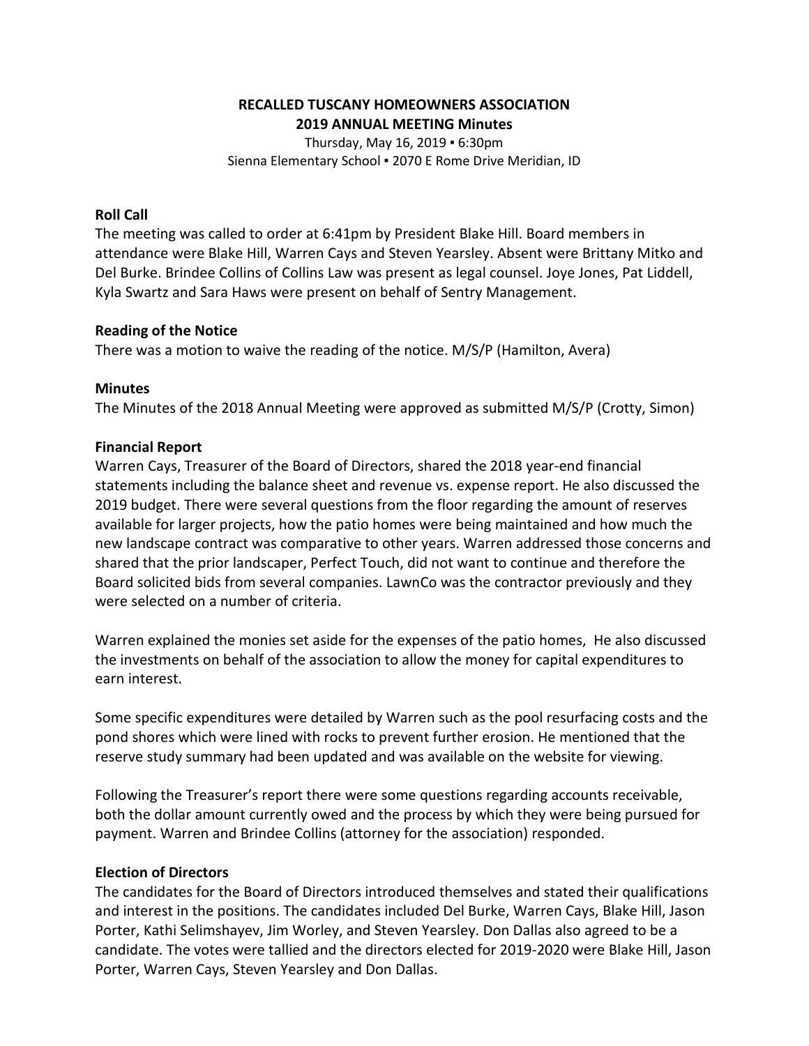# RECALLED TUSCANY HOMEOWNERS ASSOCIATION
## 2019 ANNUAL MEETING Minutes

Thursday, May 16, 2019 ▪ 6:30pm
Sienna Elementary School ▪ 2070 E Rome Drive Meridian, ID

### Roll Call

The meeting was called to order at 6:41pm by President Blake Hill. Board members in attendance were Blake Hill, Warren Cays and Steven Yearsley. Absent were Brittany Mitko and Del Burke. Brindee Collins of Collins Law was present as legal counsel. Joye Jones, Pat Liddell, Kyla Swartz and Sara Haws were present on behalf of Sentry Management.

### Reading of the Notice

There was a motion to waive the reading of the notice. M/S/P (Hamilton, Avera)

### Minutes

The Minutes of the 2018 Annual Meeting were approved as submitted M/S/P (Crotty, Simon)

### Financial Report

Warren Cays, Treasurer of the Board of Directors, shared the 2018 year-end financial statements including the balance sheet and revenue vs. expense report. He also discussed the 2019 budget. There were several questions from the floor regarding the amount of reserves available for larger projects, how the patio homes were being maintained and how much the new landscape contract was comparative to other years. Warren addressed those concerns and shared that the prior landscaper, Perfect Touch, did not want to continue and therefore the Board solicited bids from several companies. LawnCo was the contractor previously and they were selected on a number of criteria.

Warren explained the monies set aside for the expenses of the patio homes, He also discussed the investments on behalf of the association to allow the money for capital expenditures to earn interest.

Some specific expenditures were detailed by Warren such as the pool resurfacing costs and the pond shores which were lined with rocks to prevent further erosion. He mentioned that the reserve study summary had been updated and was available on the website for viewing.

Following the Treasurer's report there were some questions regarding accounts receivable, both the dollar amount currently owed and the process by which they were being pursued for payment. Warren and Brindee Collins (attorney for the association) responded.

### Election of Directors

The candidates for the Board of Directors introduced themselves and stated their qualifications and interest in the positions. The candidates included Del Burke, Warren Cays, Blake Hill, Jason Porter, Kathi Selimshayev, Jim Worley, and Steven Yearsley. Don Dallas also agreed to be a candidate. The votes were tallied and the directors elected for 2019-2020 were Blake Hill, Jason Porter, Warren Cays, Steven Yearsley and Don Dallas.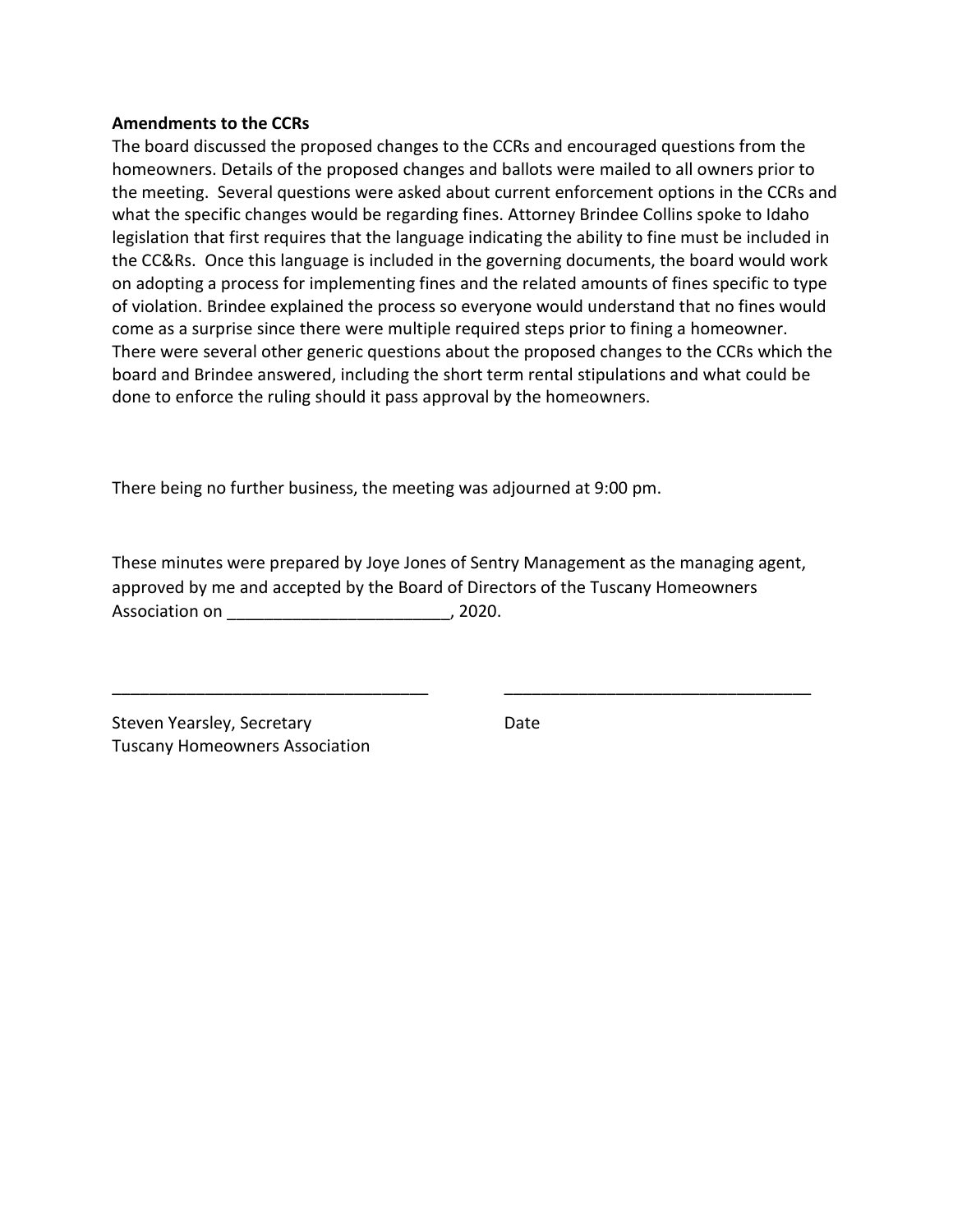**Amendments to the CCRs**

The board discussed the proposed changes to the CCRs and encouraged questions from the homeowners. Details of the proposed changes and ballots were mailed to all owners prior to the meeting. Several questions were asked about current enforcement options in the CCRs and what the specific changes would be regarding fines. Attorney Brindee Collins spoke to Idaho legislation that first requires that the language indicating the ability to fine must be included in the CC&Rs. Once this language is included in the governing documents, the board would work on adopting a process for implementing fines and the related amounts of fines specific to type of violation. Brindee explained the process so everyone would understand that no fines would come as a surprise since there were multiple required steps prior to fining a homeowner. There were several other generic questions about the proposed changes to the CCRs which the board and Brindee answered, including the short term rental stipulations and what could be done to enforce the ruling should it pass approval by the homeowners.

There being no further business, the meeting was adjourned at 9:00 pm.

These minutes were prepared by Joye Jones of Sentry Management as the managing agent, approved by me and accepted by the Board of Directors of the Tuscany Homeowners Association on ________________________, 2020.

__________________________________ __________________________________

Steven Yearsley, Secretary Date
Tuscany Homeowners Association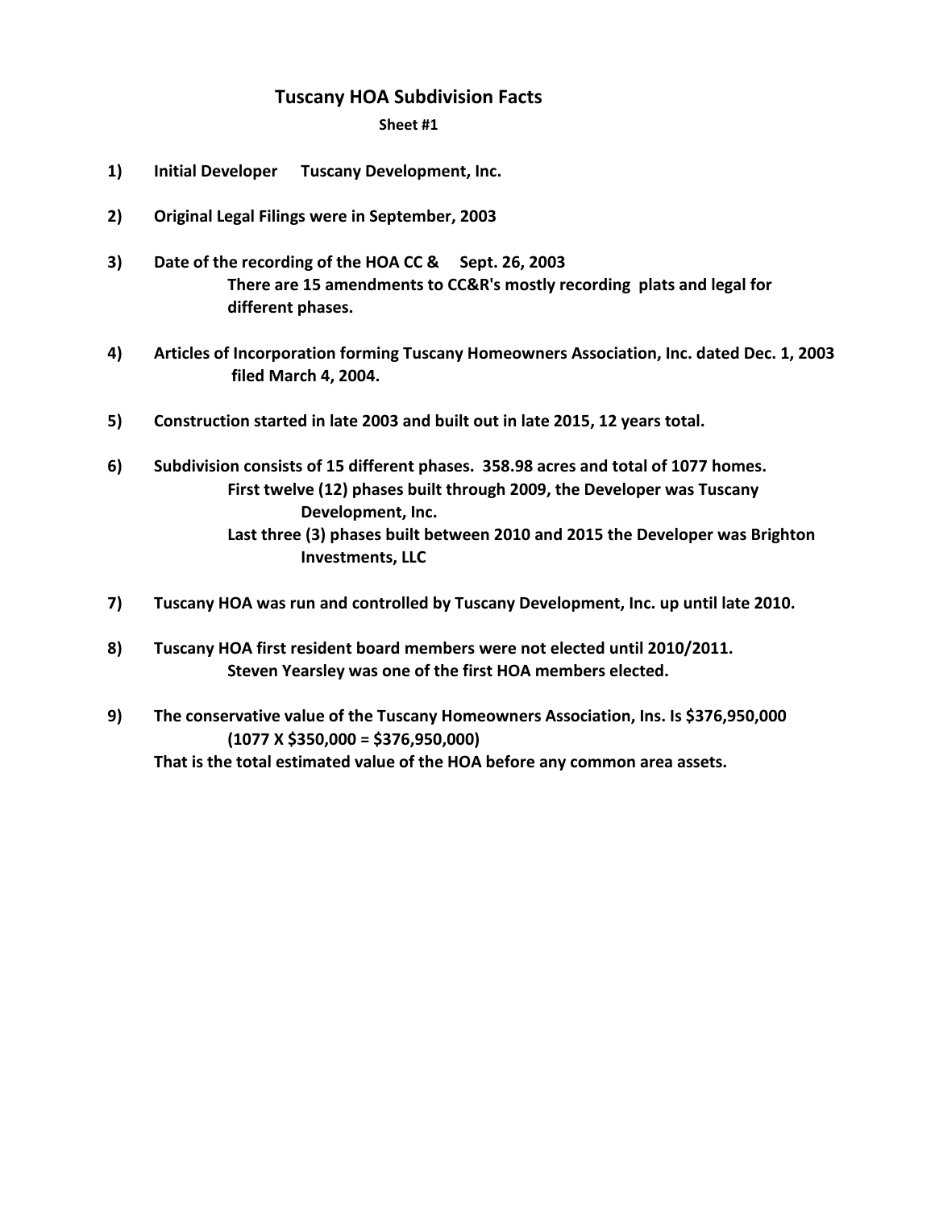# Tuscany HOA Subdivision Facts

**Sheet #1**

1) **Initial Developer Tuscany Development, Inc.**

2) **Original Legal Filings were in September, 2003**

3) **Date of the recording of the HOA CC & Sept. 26, 2003**
   **There are 15 amendments to CC&R's mostly recording plats and legal for different phases.**

4) **Articles of Incorporation forming Tuscany Homeowners Association, Inc. dated Dec. 1, 2003 filed March 4, 2004.**

5) **Construction started in late 2003 and built out in late 2015, 12 years total.**

6) **Subdivision consists of 15 different phases. 358.98 acres and total of 1077 homes.**
   **First twelve (12) phases built through 2009, the Developer was Tuscany Development, Inc.**
   **Last three (3) phases built between 2010 and 2015 the Developer was Brighton Investments, LLC**

7) **Tuscany HOA was run and controlled by Tuscany Development, Inc. up until late 2010.**

8) **Tuscany HOA first resident board members were not elected until 2010/2011.**
   **Steven Yearsley was one of the first HOA members elected.**

9) **The conservative value of the Tuscany Homeowners Association, Ins. Is $376,950,000**
   **(1077 X $350,000 = $376,950,000)**
   **That is the total estimated value of the HOA before any common area assets.**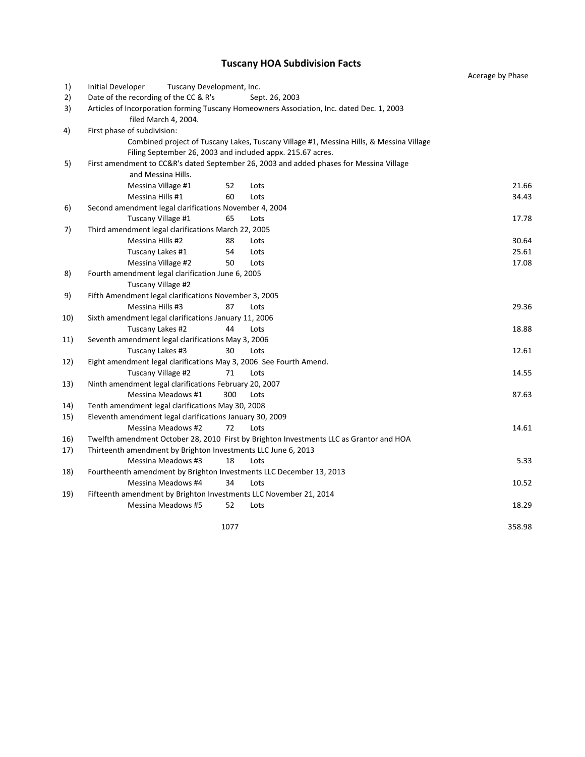# Tuscany HOA Subdivision Facts

| | | | | | Acerage by Phase |
|---|---|---|---|---|---|
| 1) | Initial Developer Tuscany Development, Inc. | | | | |
| 2) | Date of the recording of the CC & R's Sept. 26, 2003 | | | | |
| 3) | Articles of Incorporation forming Tuscany Homeowners Association, Inc. dated Dec. 1, 2003 filed March 4, 2004. | | | | |
| 4) | First phase of subdivision: Combined project of Tuscany Lakes, Tuscany Village #1, Messina Hills, & Messina Village Filing September 26, 2003 and included appx. 215.67 acres. | | | | |
| 5) | First amendment to CC&R's dated September 26, 2003 and added phases for Messina Village and Messina Hills. | | | | |
| | | Messina Village #1 | 52 | Lots | 21.66 |
| | | Messina Hills #1 | 60 | Lots | 34.43 |
| 6) | Second amendment legal clarifications November 4, 2004 | | | | |
| | | Tuscany Village #1 | 65 | Lots | 17.78 |
| 7) | Third amendment legal clarifications March 22, 2005 | | | | |
| | | Messina Hills #2 | 88 | Lots | 30.64 |
| | | Tuscany Lakes #1 | 54 | Lots | 25.61 |
| | | Messina Village #2 | 50 | Lots | 17.08 |
| 8) | Fourth amendment legal clarification June 6, 2005 | | | | |
| | | Tuscany Village #2 | | | |
| 9) | Fifth Amendment legal clarifications November 3, 2005 | | | | |
| | | Messina Hills #3 | 87 | Lots | 29.36 |
| 10) | Sixth amendment legal clarifications January 11, 2006 | | | | |
| | | Tuscany Lakes #2 | 44 | Lots | 18.88 |
| 11) | Seventh amendment legal clarifications May 3, 2006 | | | | |
| | | Tuscany Lakes #3 | 30 | Lots | 12.61 |
| 12) | Eight amendment legal clarifications May 3, 2006 See Fourth Amend. | | | | |
| | | Tuscany Village #2 | 71 | Lots | 14.55 |
| 13) | Ninth amendment legal clarifications February 20, 2007 | | | | |
| | | Messina Meadows #1 | 300 | Lots | 87.63 |
| 14) | Tenth amendment legal clarifications May 30, 2008 | | | | |
| 15) | Eleventh amendment legal clarifications January 30, 2009 | | | | |
| | | Messina Meadows #2 | 72 | Lots | 14.61 |
| 16) | Twelfth amendment October 28, 2010 First by Brighton Investments LLC as Grantor and HOA | | | | |
| 17) | Thirteenth amendment by Brighton Investments LLC June 6, 2013 | | | | |
| | | Messina Meadows #3 | 18 | Lots | 5.33 |
| 18) | Fourtheenth amendment by Brighton Investments LLC December 13, 2013 | | | | |
| | | Messina Meadows #4 | 34 | Lots | 10.52 |
| 19) | Fifteenth amendment by Brighton Investments LLC November 21, 2014 | | | | |
| | | Messina Meadows #5 | 52 | Lots | 18.29 |
| | | | 1077 | | 358.98 |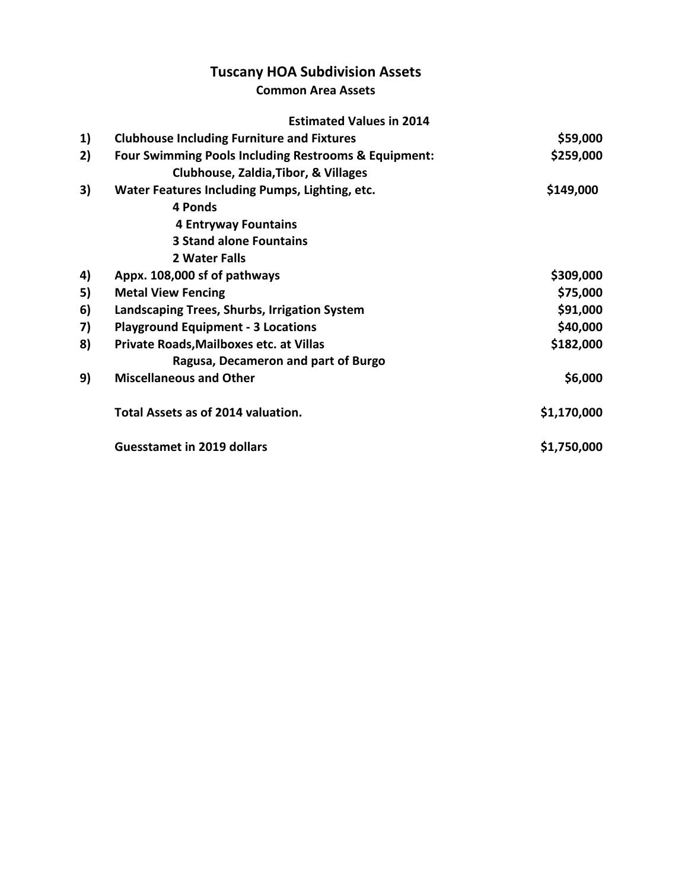# Tuscany HOA Subdivision Assets

## Common Area Assets

| | | Estimated Values in 2014 |
|---|---|---|
| 1) | Clubhouse Including Furniture and Fixtures | $59,000 |
| 2) | Four Swimming Pools Including Restrooms & Equipment: | $259,000 |
| | Clubhouse, Zaldia,Tibor, & Villages | |
| 3) | Water Features Including Pumps, Lighting, etc. | $149,000 |
| | 4 Ponds | |
| | 4 Entryway Fountains | |
| | 3 Stand alone Fountains | |
| | 2 Water Falls | |
| 4) | Appx. 108,000 sf of pathways | $309,000 |
| 5) | Metal View Fencing | $75,000 |
| 6) | Landscaping Trees, Shurbs, Irrigation System | $91,000 |
| 7) | Playground Equipment - 3 Locations | $40,000 |
| 8) | Private Roads,Mailboxes etc. at Villas | $182,000 |
| | Ragusa, Decameron and part of Burgo | |
| 9) | Miscellaneous and Other | $6,000 |
| | Total Assets as of 2014 valuation. | $1,170,000 |
| | Guesstamet in 2019 dollars | $1,750,000 |